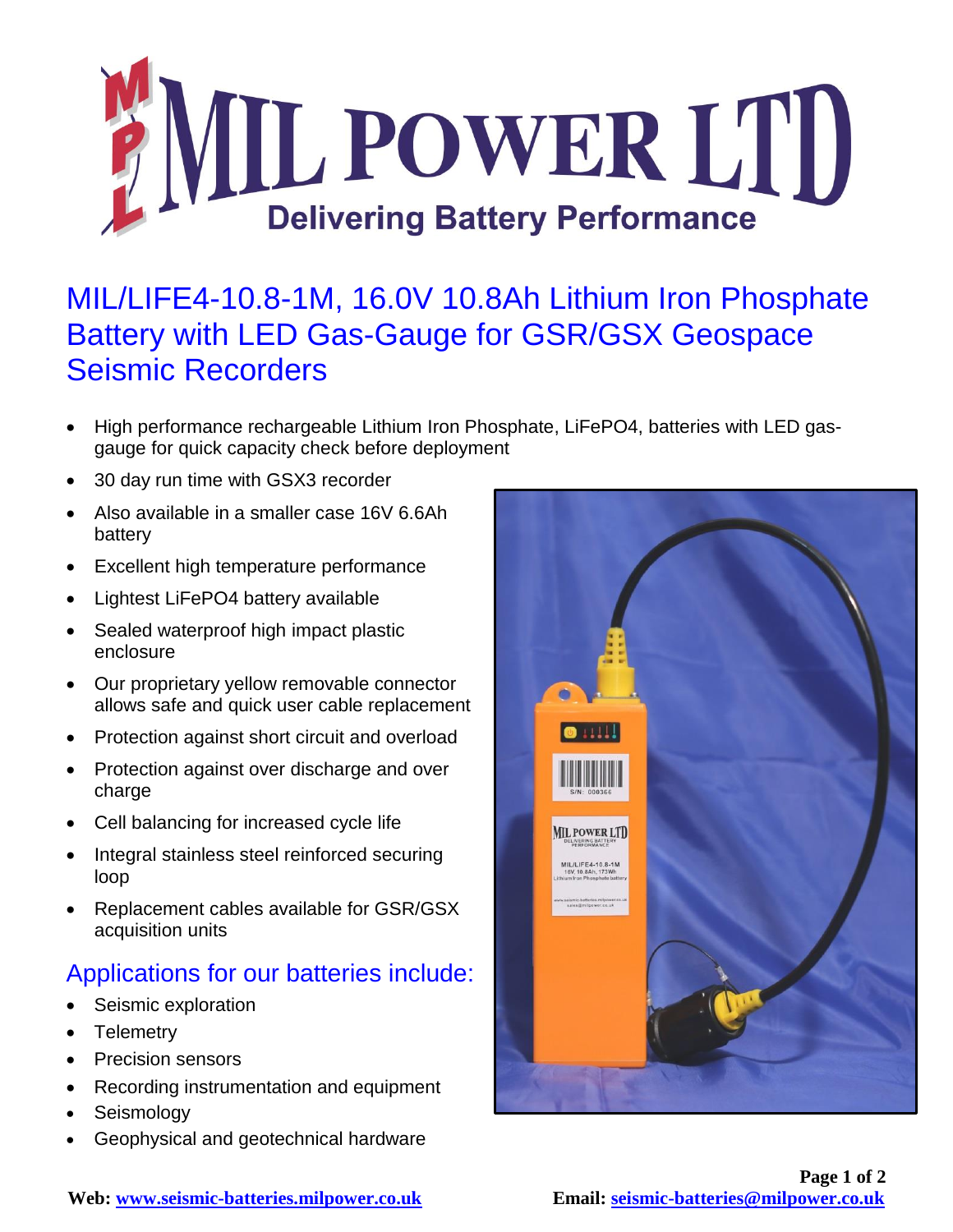# MIL POWER LTD

**Delivering Battery Performance**

## MIL/LIFE4-10.8-1M, 16.0V 10.8Ah Lithium Iron Phosphate Battery with LED Gas-Gauge for GSR/GSX Geospace Seismic Recorders

- High performance rechargeable Lithium Iron Phosphate, LiFePO4, batteries with LED gas-gauge for quick capacity check before deployment
- 30 day run time with GSX3 recorder
- Also available in a smaller case 16V 6.6Ah battery
- Excellent high temperature performance
- Lightest LiFePO4 battery available
- Sealed waterproof high impact plastic enclosure
- Our proprietary yellow removable connector allows safe and quick user cable replacement
- Protection against short circuit and overload
- Protection against over discharge and over charge
- Cell balancing for increased cycle life
- Integral stainless steel reinforced securing loop
- Replacement cables available for GSR/GSX acquisition units

## Applications for our batteries include:

- Seismic exploration
- Telemetry
- Precision sensors
- Recording instrumentation and equipment
- Seismology
- Geophysical and geotechnical hardware

**Web:** [www.seismic-batteries.milpower.co.uk](http://www.seismic-batteries.milpower.co.uk) **Email:** [seismic-batteries@milpower.co.uk](mailto:seismic-batteries@milpower.co.uk)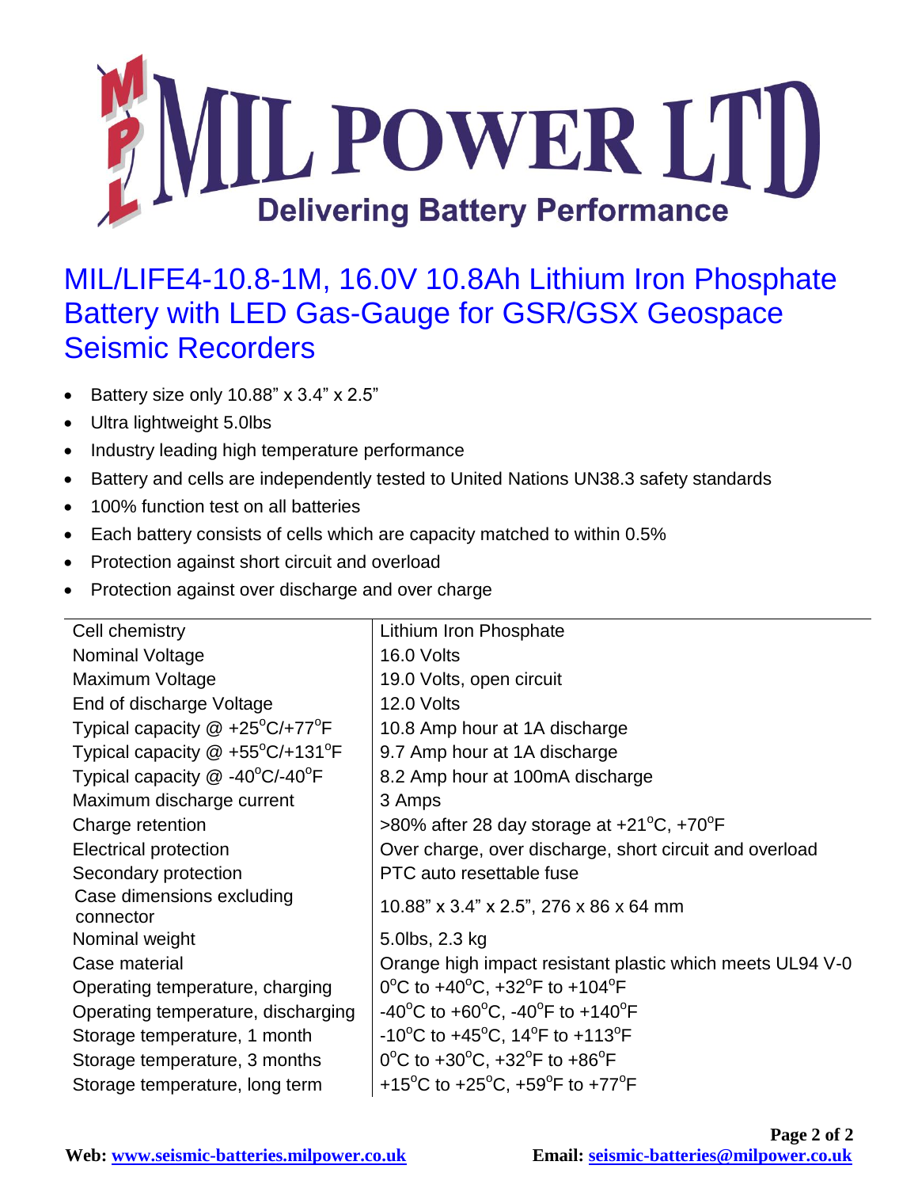# MIL POWER LTD

**Delivering Battery Performance**

## MIL/LIFE4-10.8-1M, 16.0V 10.8Ah Lithium Iron Phosphate Battery with LED Gas-Gauge for GSR/GSX Geospace Seismic Recorders

- Battery size only 10.88” x 3.4” x 2.5”
- Ultra lightweight 5.0lbs
- Industry leading high temperature performance
- Battery and cells are independently tested to United Nations UN38.3 safety standards
- 100% function test on all batteries
- Each battery consists of cells which are capacity matched to within 0.5%
- Protection against short circuit and overload
- Protection against over discharge and over charge

| | |
|---|---|
| Cell chemistry | Lithium Iron Phosphate |
| Nominal Voltage | 16.0 Volts |
| Maximum Voltage | 19.0 Volts, open circuit |
| End of discharge Voltage | 12.0 Volts |
| Typical capacity @ +25$^{o}$C/+77$^{o}$F | 10.8 Amp hour at 1A discharge |
| Typical capacity @ +55$^{o}$C/+131$^{o}$F | 9.7 Amp hour at 1A discharge |
| Typical capacity @ -40$^{o}$C/-40$^{o}$F | 8.2 Amp hour at 100mA discharge |
| Maximum discharge current | 3 Amps |
| Charge retention | >80% after 28 day storage at +21$^{o}$C, +70$^{o}$F |
| Electrical protection | Over charge, over discharge, short circuit and overload |
| Secondary protection | PTC auto resettable fuse |
| Case dimensions excluding connector | 10.88” x 3.4” x 2.5”, 276 x 86 x 64 mm |
| Nominal weight | 5.0lbs, 2.3 kg |
| Case material | Orange high impact resistant plastic which meets UL94 V-0 |
| Operating temperature, charging | 0$^{o}$C to +40$^{o}$C, +32$^{o}$F to +104$^{o}$F |
| Operating temperature, discharging | -40$^{o}$C to +60$^{o}$C, -40$^{o}$F to +140$^{o}$F |
| Storage temperature, 1 month | -10$^{o}$C to +45$^{o}$C, 14$^{o}$F to +113$^{o}$F |
| Storage temperature, 3 months | 0$^{o}$C to +30$^{o}$C, +32$^{o}$F to +86$^{o}$F |
| Storage temperature, long term | +15$^{o}$C to +25$^{o}$C, +59$^{o}$F to +77$^{o}$F |

**Web:** www.seismic-batteries.milpower.co.uk **Email:** seismic-batteries@milpower.co.uk